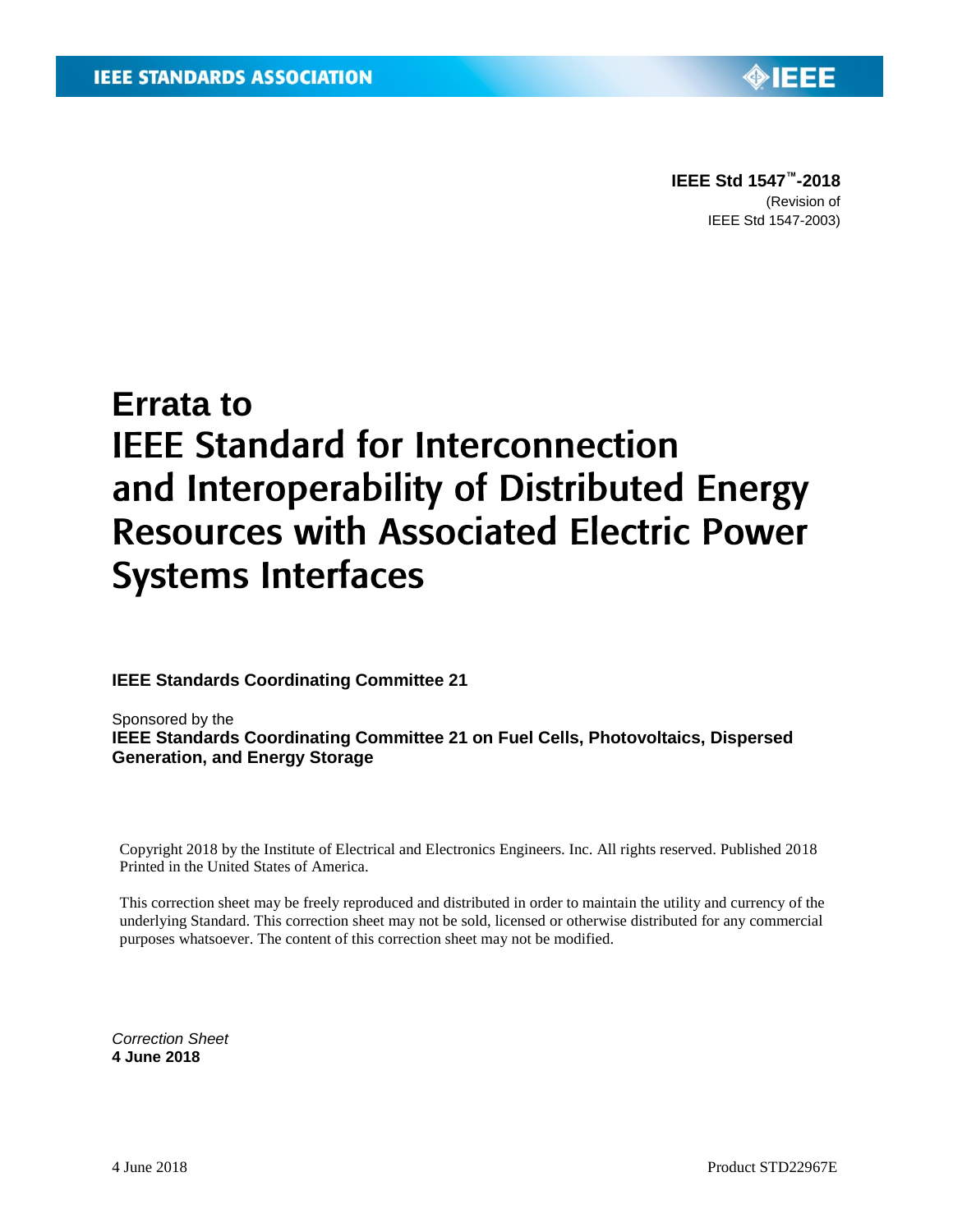IEEE STANDARDS ASSOCIATION

**IEEE Std 1547™-2018**
(Revision of
IEEE Std 1547-2003)

# Errata to IEEE Standard for Interconnection and Interoperability of Distributed Energy Resources with Associated Electric Power Systems Interfaces

**IEEE Standards Coordinating Committee 21**

Sponsored by the
**IEEE Standards Coordinating Committee 21 on Fuel Cells, Photovoltaics, Dispersed Generation, and Energy Storage**

Copyright 2018 by the Institute of Electrical and Electronics Engineers. Inc. All rights reserved. Published 2018
Printed in the United States of America.

This correction sheet may be freely reproduced and distributed in order to maintain the utility and currency of the underlying Standard. This correction sheet may not be sold, licensed or otherwise distributed for any commercial purposes whatsoever. The content of this correction sheet may not be modified.

*Correction Sheet*
**4 June 2018**

4 June 2018 Product STD22967E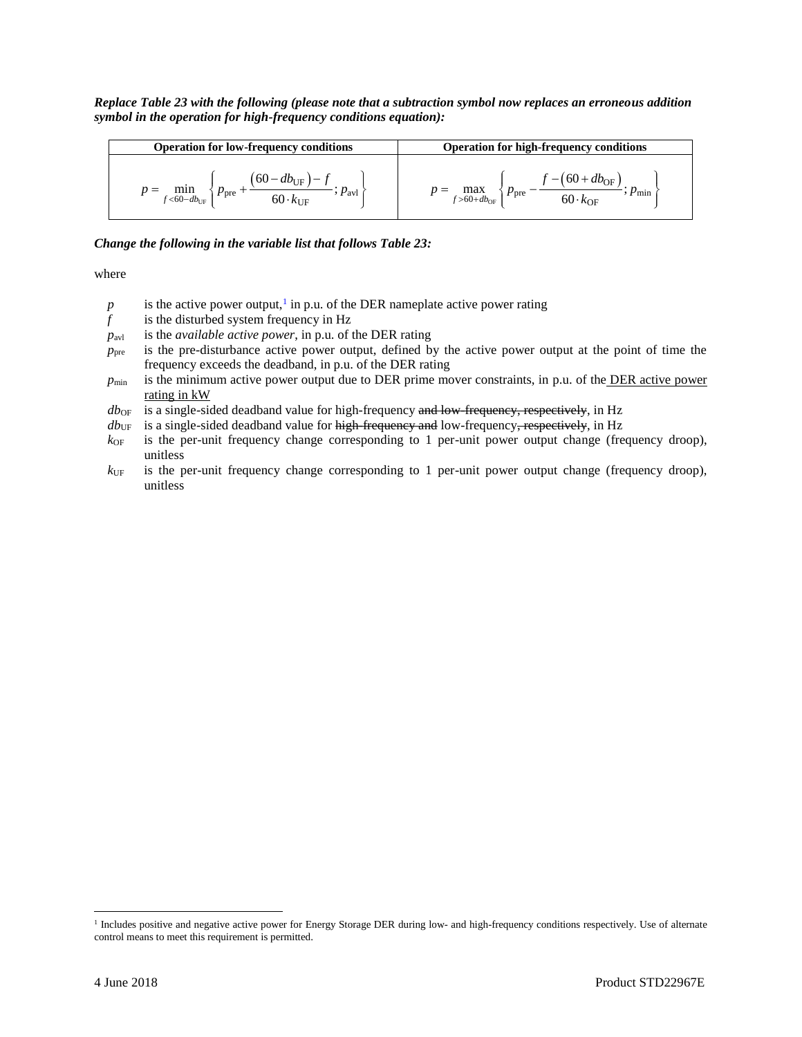***Replace Table 23 with the following (please note that a subtraction symbol now replaces an erroneous addition symbol in the operation for high-frequency conditions equation):***

| Operation for low-frequency conditions | Operation for high-frequency conditions |
| --- | --- |
| $p = \min\limits_{f<60-db_{\text{UF}}} \left\{ p_{\text{pre}} + \dfrac{(60 - db_{\text{UF}}) - f}{60 \cdot k_{\text{UF}}}; p_{\text{avl}} \right\}$ | $p = \max\limits_{f>60+db_{\text{OF}}} \left\{ p_{\text{pre}} - \dfrac{f - (60 + db_{\text{OF}})}{60 \cdot k_{\text{OF}}}; p_{\text{min}} \right\}$ |

***Change the following in the variable list that follows Table 23:***

where

- $p$ is the active power output,[1] in p.u. of the DER nameplate active power rating
- $f$ is the disturbed system frequency in Hz
- $p_{\text{avl}}$ is the *available active power*, in p.u. of the DER rating
- $p_{\text{pre}}$ is the pre-disturbance active power output, defined by the active power output at the point of time the frequency exceeds the deadband, in p.u. of the DER rating
- $p_{\text{min}}$ is the minimum active power output due to DER prime mover constraints, in p.u. of the DER active power rating in kW
- $db_{\text{OF}}$ is a single-sided deadband value for high-frequency ~~and low-frequency, respectively~~, in Hz
- $db_{\text{UF}}$ is a single-sided deadband value for ~~high-frequency and~~ low-frequency~~, respectively~~, in Hz
- $k_{\text{OF}}$ is the per-unit frequency change corresponding to 1 per-unit power output change (frequency droop), unitless
- $k_{\text{UF}}$ is the per-unit frequency change corresponding to 1 per-unit power output change (frequency droop), unitless

[1] Includes positive and negative active power for Energy Storage DER during low- and high-frequency conditions respectively. Use of alternate control means to meet this requirement is permitted.